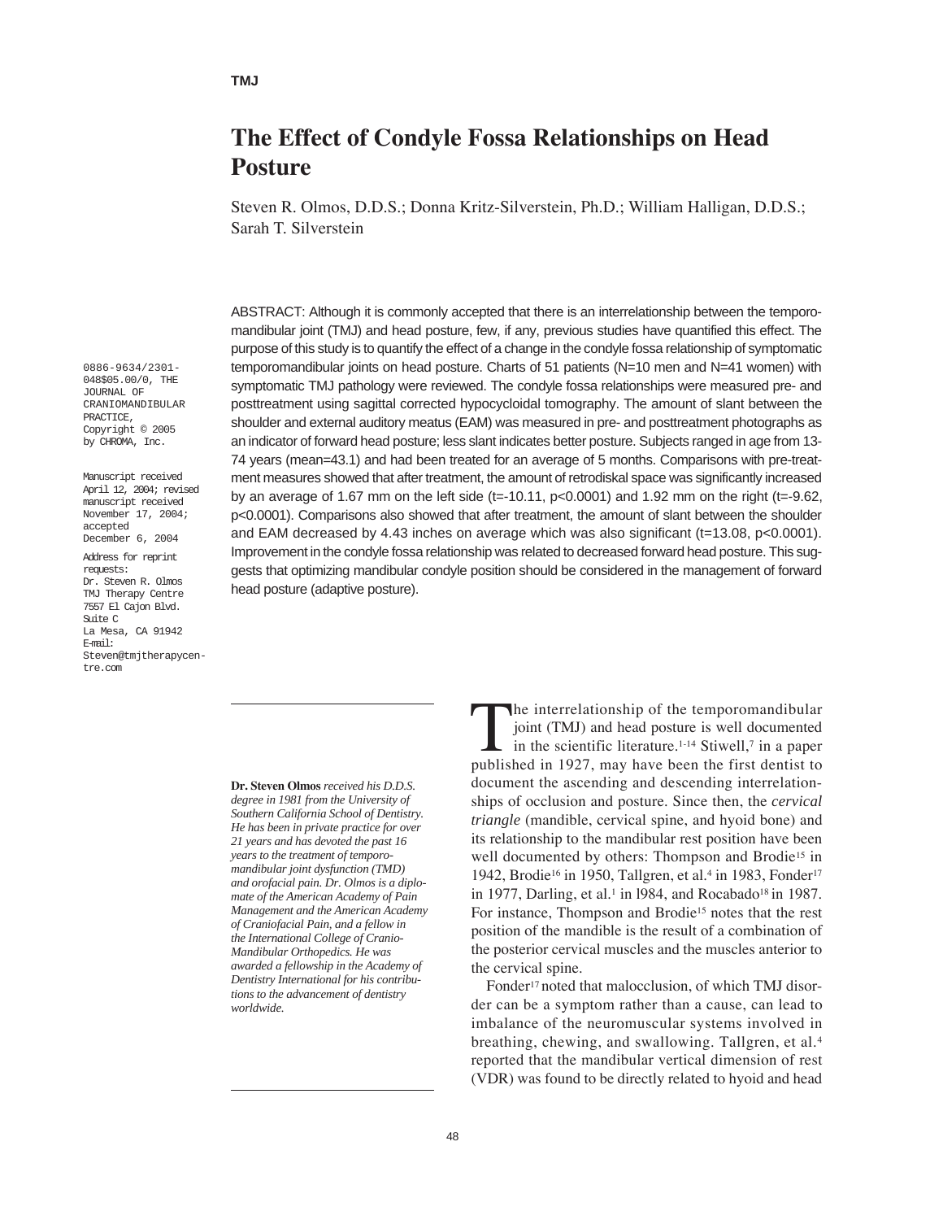TMJ

# The Effect of Condyle Fossa Relationships on Head Posture

Steven R. Olmos, D.D.S.; Donna Kritz-Silverstein, Ph.D.; William Halligan, D.D.S.; Sarah T. Silverstein

0886-9634/2301-048$05.00/0, THE JOURNAL OF CRANIOMANDIBULAR PRACTICE, Copyright © 2005 by CHROMA, Inc.

Manuscript received April 12, 2004; revised manuscript received November 17, 2004; accepted December 6, 2004

Address for reprint requests:
Dr. Steven R. Olmos
TMJ Therapy Centre
7557 El Cajon Blvd.
Suite C
La Mesa, CA 91942
E-mail: Steven@tmjtherapycentre.com

ABSTRACT: Although it is commonly accepted that there is an interrelationship between the temporomandibular joint (TMJ) and head posture, few, if any, previous studies have quantified this effect. The purpose of this study is to quantify the effect of a change in the condyle fossa relationship of symptomatic temporomandibular joints on head posture. Charts of 51 patients (N=10 men and N=41 women) with symptomatic TMJ pathology were reviewed. The condyle fossa relationships were measured pre- and posttreatment using sagittal corrected hypocycloidal tomography. The amount of slant between the shoulder and external auditory meatus (EAM) was measured in pre- and posttreatment photographs as an indicator of forward head posture; less slant indicates better posture. Subjects ranged in age from 13-74 years (mean=43.1) and had been treated for an average of 5 months. Comparisons with pre-treatment measures showed that after treatment, the amount of retrodiskal space was significantly increased by an average of 1.67 mm on the left side ($t=-10.11$, $p<0.0001$) and 1.92 mm on the right ($t=-9.62$, $p<0.0001$). Comparisons also showed that after treatment, the amount of slant between the shoulder and EAM decreased by 4.43 inches on average which was also significant ($t=13.08$, $p<0.0001$). Improvement in the condyle fossa relationship was related to decreased forward head posture. This suggests that optimizing mandibular condyle position should be considered in the management of forward head posture (adaptive posture).

**Dr. Steven Olmos** *received his D.D.S. degree in 1981 from the University of Southern California School of Dentistry. He has been in private practice for over 21 years and has devoted the past 16 years to the treatment of temporomandibular joint dysfunction (TMD) and orofacial pain. Dr. Olmos is a diplomate of the American Academy of Pain Management and the American Academy of Craniofacial Pain, and a fellow in the International College of Cranio-Mandibular Orthopedics. He was awarded a fellowship in the Academy of Dentistry International for his contributions to the advancement of dentistry worldwide.*

The interrelationship of the temporomandibular joint (TMJ) and head posture is well documented in the scientific literature.[1-14] Stiwell,[7] in a paper published in 1927, may have been the first dentist to document the ascending and descending interrelationships of occlusion and posture. Since then, the *cervical triangle* (mandible, cervical spine, and hyoid bone) and its relationship to the mandibular rest position have been well documented by others: Thompson and Brodie[15] in 1942, Brodie[16] in 1950, Tallgren, et al.[4] in 1983, Fonder[17] in 1977, Darling, et al.[1] in l984, and Rocabado[18] in 1987. For instance, Thompson and Brodie[15] notes that the rest position of the mandible is the result of a combination of the posterior cervical muscles and the muscles anterior to the cervical spine.

Fonder[17] noted that malocclusion, of which TMJ disorder can be a symptom rather than a cause, can lead to imbalance of the neuromuscular systems involved in breathing, chewing, and swallowing. Tallgren, et al.[4] reported that the mandibular vertical dimension of rest (VDR) was found to be directly related to hyoid and head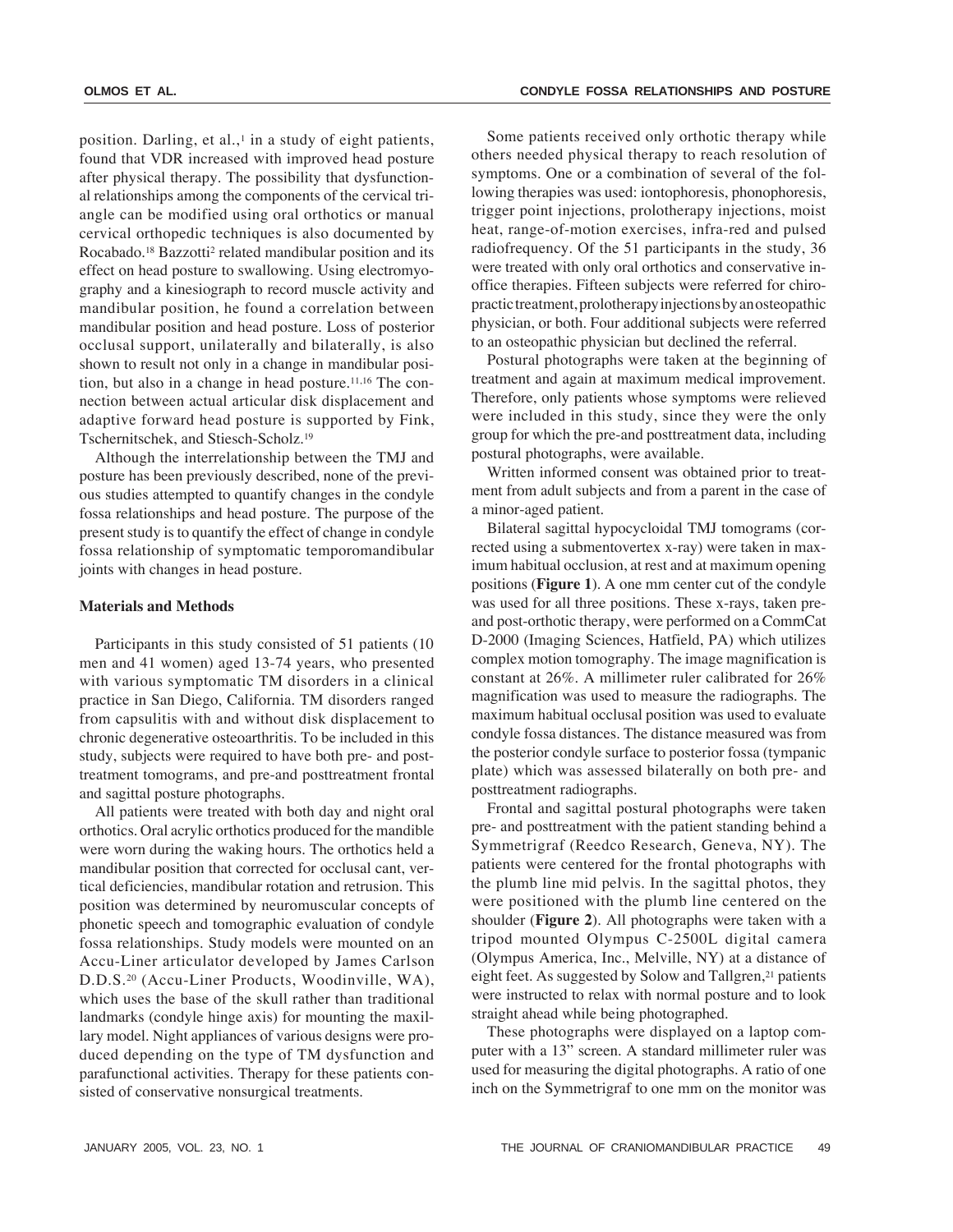position. Darling, et al.,[1] in a study of eight patients, found that VDR increased with improved head posture after physical therapy. The possibility that dysfunctional relationships among the components of the cervical triangle can be modified using oral orthotics or manual cervical orthopedic techniques is also documented by Rocabado.[18] Bazzotti[2] related mandibular position and its effect on head posture to swallowing. Using electromyography and a kinesiograph to record muscle activity and mandibular position, he found a correlation between mandibular position and head posture. Loss of posterior occlusal support, unilaterally and bilaterally, is also shown to result not only in a change in mandibular position, but also in a change in head posture.[11,16] The connection between actual articular disk displacement and adaptive forward head posture is supported by Fink, Tschernitschek, and Stiesch-Scholz.[19]

Although the interrelationship between the TMJ and posture has been previously described, none of the previous studies attempted to quantify changes in the condyle fossa relationships and head posture. The purpose of the present study is to quantify the effect of change in condyle fossa relationship of symptomatic temporomandibular joints with changes in head posture.

## Materials and Methods

Participants in this study consisted of 51 patients (10 men and 41 women) aged 13-74 years, who presented with various symptomatic TM disorders in a clinical practice in San Diego, California. TM disorders ranged from capsulitis with and without disk displacement to chronic degenerative osteoarthritis. To be included in this study, subjects were required to have both pre- and posttreatment tomograms, and pre-and posttreatment frontal and sagittal posture photographs.

All patients were treated with both day and night oral orthotics. Oral acrylic orthotics produced for the mandible were worn during the waking hours. The orthotics held a mandibular position that corrected for occlusal cant, vertical deficiencies, mandibular rotation and retrusion. This position was determined by neuromuscular concepts of phonetic speech and tomographic evaluation of condyle fossa relationships. Study models were mounted on an Accu-Liner articulator developed by James Carlson D.D.S.[20] (Accu-Liner Products, Woodinville, WA), which uses the base of the skull rather than traditional landmarks (condyle hinge axis) for mounting the maxillary model. Night appliances of various designs were produced depending on the type of TM dysfunction and parafunctional activities. Therapy for these patients consisted of conservative nonsurgical treatments.

Some patients received only orthotic therapy while others needed physical therapy to reach resolution of symptoms. One or a combination of several of the following therapies was used: iontophoresis, phonophoresis, trigger point injections, prolotherapy injections, moist heat, range-of-motion exercises, infra-red and pulsed radiofrequency. Of the 51 participants in the study, 36 were treated with only oral orthotics and conservative in-office therapies. Fifteen subjects were referred for chiropractic treatment, prolotherapy injections by an osteopathic physician, or both. Four additional subjects were referred to an osteopathic physician but declined the referral.

Postural photographs were taken at the beginning of treatment and again at maximum medical improvement. Therefore, only patients whose symptoms were relieved were included in this study, since they were the only group for which the pre-and posttreatment data, including postural photographs, were available.

Written informed consent was obtained prior to treatment from adult subjects and from a parent in the case of a minor-aged patient.

Bilateral sagittal hypocycloidal TMJ tomograms (corrected using a submentovertex x-ray) were taken in maximum habitual occlusion, at rest and at maximum opening positions (**Figure 1**). A one mm center cut of the condyle was used for all three positions. These x-rays, taken pre- and post-orthotic therapy, were performed on a CommCat D-2000 (Imaging Sciences, Hatfield, PA) which utilizes complex motion tomography. The image magnification is constant at 26%. A millimeter ruler calibrated for 26% magnification was used to measure the radiographs. The maximum habitual occlusal position was used to evaluate condyle fossa distances. The distance measured was from the posterior condyle surface to posterior fossa (tympanic plate) which was assessed bilaterally on both pre- and posttreatment radiographs.

Frontal and sagittal postural photographs were taken pre- and posttreatment with the patient standing behind a Symmetrigraf (Reedco Research, Geneva, NY). The patients were centered for the frontal photographs with the plumb line mid pelvis. In the sagittal photos, they were positioned with the plumb line centered on the shoulder (**Figure 2**). All photographs were taken with a tripod mounted Olympus C-2500L digital camera (Olympus America, Inc., Melville, NY) at a distance of eight feet. As suggested by Solow and Tallgren,[21] patients were instructed to relax with normal posture and to look straight ahead while being photographed.

These photographs were displayed on a laptop computer with a 13" screen. A standard millimeter ruler was used for measuring the digital photographs. A ratio of one inch on the Symmetrigraf to one mm on the monitor was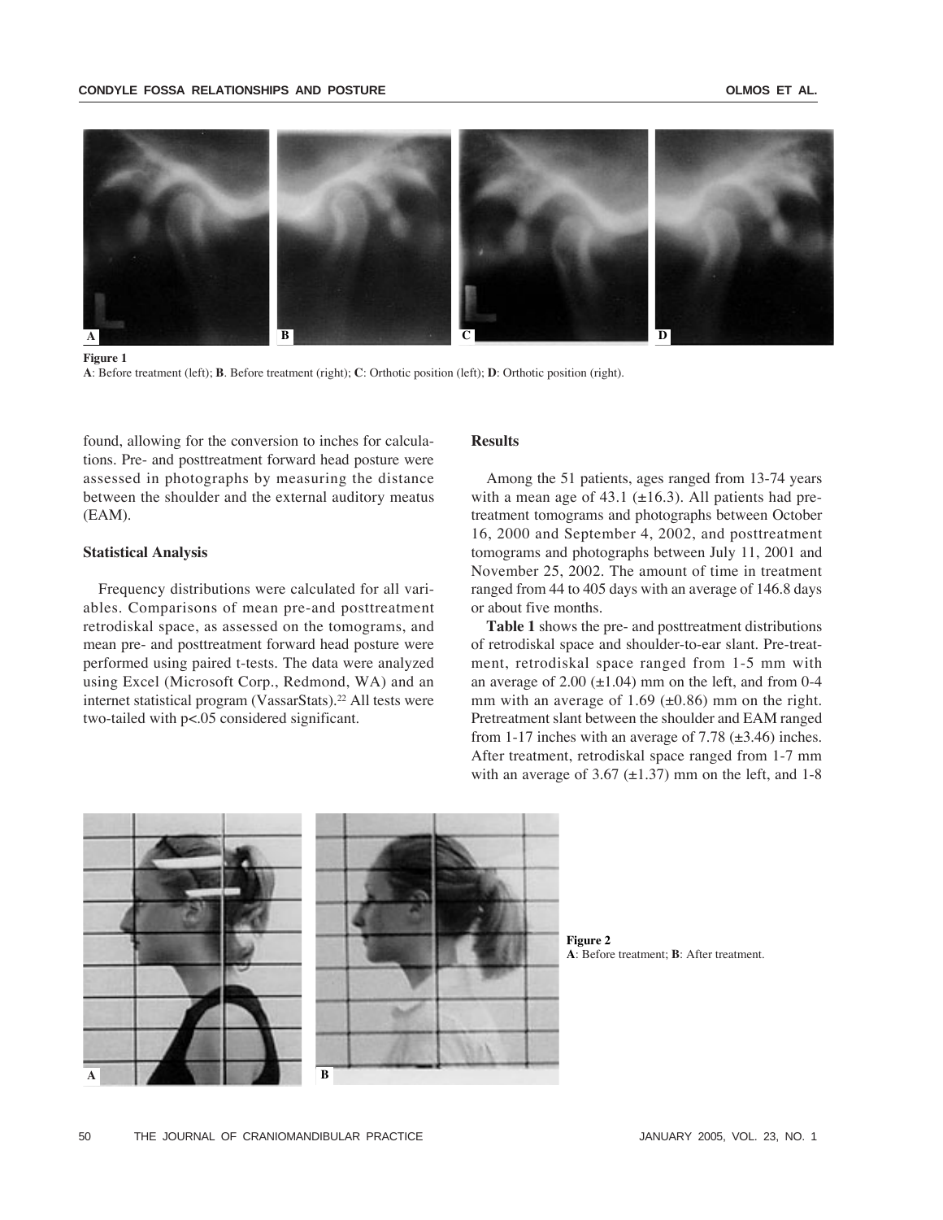**Figure 1**
**A**: Before treatment (left); **B**. Before treatment (right); **C**: Orthotic position (left); **D**: Orthotic position (right).

found, allowing for the conversion to inches for calculations. Pre- and posttreatment forward head posture were assessed in photographs by measuring the distance between the shoulder and the external auditory meatus (EAM).

### Statistical Analysis

Frequency distributions were calculated for all variables. Comparisons of mean pre-and posttreatment retrodiskal space, as assessed on the tomograms, and mean pre- and posttreatment forward head posture were performed using paired t-tests. The data were analyzed using Excel (Microsoft Corp., Redmond, WA) and an internet statistical program (VassarStats).[22] All tests were two-tailed with $p<.05$ considered significant.

### Results

Among the 51 patients, ages ranged from 13-74 years with a mean age of 43.1 (±16.3). All patients had pretreatment tomograms and photographs between October 16, 2000 and September 4, 2002, and posttreatment tomograms and photographs between July 11, 2001 and November 25, 2002. The amount of time in treatment ranged from 44 to 405 days with an average of 146.8 days or about five months.

**Table 1** shows the pre- and posttreatment distributions of retrodiskal space and shoulder-to-ear slant. Pretreatment, retrodiskal space ranged from 1-5 mm with an average of 2.00 (±1.04) mm on the left, and from 0-4 mm with an average of 1.69 (±0.86) mm on the right. Pretreatment slant between the shoulder and EAM ranged from 1-17 inches with an average of 7.78 (±3.46) inches. After treatment, retrodiskal space ranged from 1-7 mm with an average of 3.67 (±1.37) mm on the left, and 1-8

**Figure 2**
**A**: Before treatment; **B**: After treatment.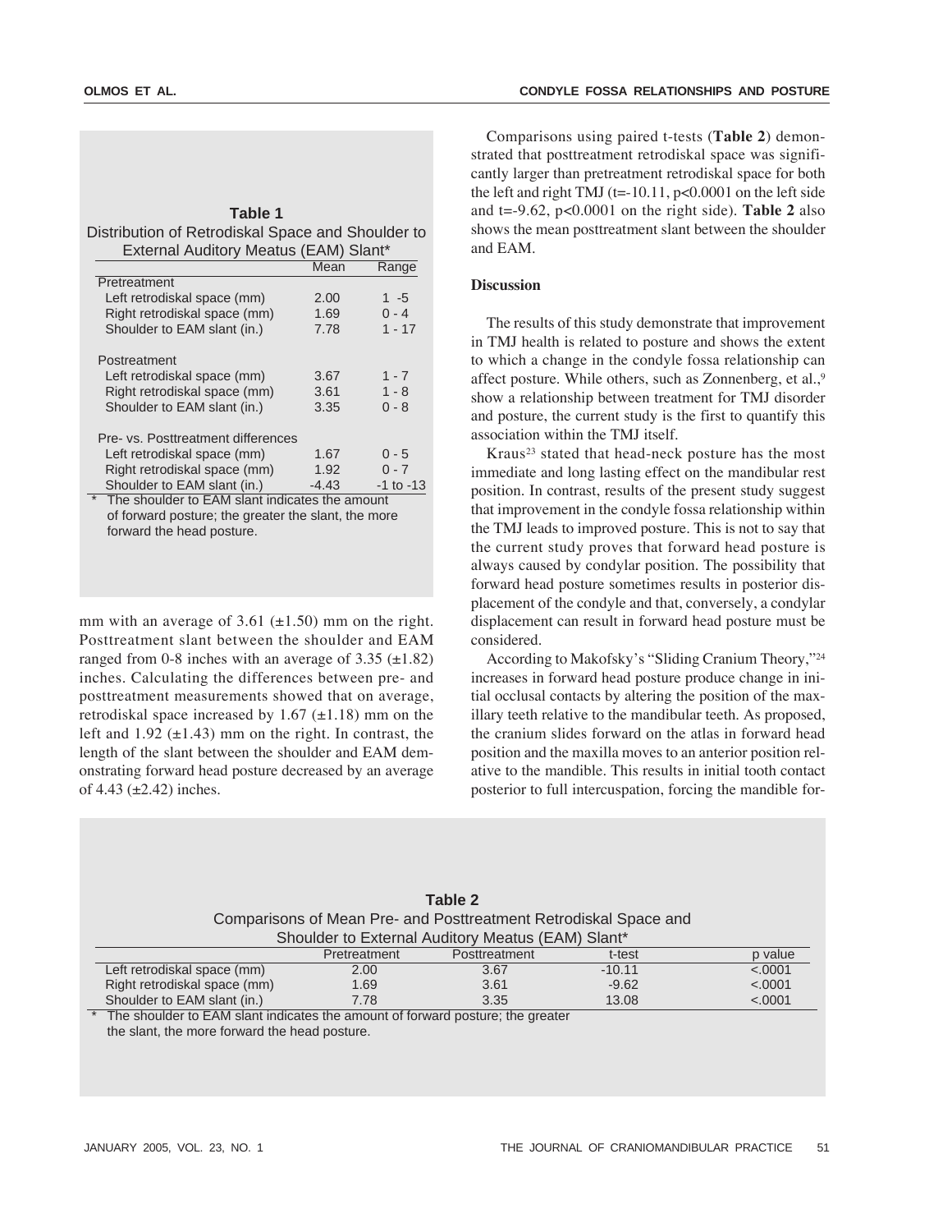**Table 1**
Distribution of Retrodiskal Space and Shoulder to External Auditory Meatus (EAM) Slant*

| | Mean | Range |
|---|---|---|
| Pretreatment | | |
| Left retrodiskal space (mm) | 2.00 | 1 -5 |
| Right retrodiskal space (mm) | 1.69 | 0 - 4 |
| Shoulder to EAM slant (in.) | 7.78 | 1 - 17 |
| Postreatment | | |
| Left retrodiskal space (mm) | 3.67 | 1 - 7 |
| Right retrodiskal space (mm) | 3.61 | 1 - 8 |
| Shoulder to EAM slant (in.) | 3.35 | 0 - 8 |
| Pre- vs. Posttreatment differences | | |
| Left retrodiskal space (mm) | 1.67 | 0 - 5 |
| Right retrodiskal space (mm) | 1.92 | 0 - 7 |
| Shoulder to EAM slant (in.) | -4.43 | -1 to -13 |

\* The shoulder to EAM slant indicates the amount of forward posture; the greater the slant, the more forward the head posture.

mm with an average of 3.61 (±1.50) mm on the right. Posttreatment slant between the shoulder and EAM ranged from 0-8 inches with an average of 3.35 (±1.82) inches. Calculating the differences between pre- and posttreatment measurements showed that on average, retrodiskal space increased by 1.67 (±1.18) mm on the left and 1.92 (±1.43) mm on the right. In contrast, the length of the slant between the shoulder and EAM demonstrating forward head posture decreased by an average of 4.43 (±2.42) inches.

Comparisons using paired t-tests (**Table 2**) demonstrated that posttreatment retrodiskal space was significantly larger than pretreatment retrodiskal space for both the left and right TMJ ($t=-10.11$, $p<0.0001$ on the left side and $t=-9.62$, $p<0.0001$ on the right side). **Table 2** also shows the mean posttreatment slant between the shoulder and EAM.

**Discussion**

The results of this study demonstrate that improvement in TMJ health is related to posture and shows the extent to which a change in the condyle fossa relationship can affect posture. While others, such as Zonnenberg, et al.,[9] show a relationship between treatment for TMJ disorder and posture, the current study is the first to quantify this association within the TMJ itself.

Kraus[23] stated that head-neck posture has the most immediate and long lasting effect on the mandibular rest position. In contrast, results of the present study suggest that improvement in the condyle fossa relationship within the TMJ leads to improved posture. This is not to say that the current study proves that forward head posture is always caused by condylar position. The possibility that forward head posture sometimes results in posterior displacement of the condyle and that, conversely, a condylar displacement can result in forward head posture must be considered.

According to Makofsky's "Sliding Cranium Theory,"[24] increases in forward head posture produce change in initial occlusal contacts by altering the position of the maxillary teeth relative to the mandibular teeth. As proposed, the cranium slides forward on the atlas in forward head position and the maxilla moves to an anterior position relative to the mandible. This results in initial tooth contact posterior to full intercuspation, forcing the mandible for-

**Table 2**
Comparisons of Mean Pre- and Posttreatment Retrodiskal Space and Shoulder to External Auditory Meatus (EAM) Slant*

| | Pretreatment | Posttreatment | t-test | p value |
|---|---|---|---|---|
| Left retrodiskal space (mm) | 2.00 | 3.67 | -10.11 | <.0001 |
| Right retrodiskal space (mm) | 1.69 | 3.61 | -9.62 | <.0001 |
| Shoulder to EAM slant (in.) | 7.78 | 3.35 | 13.08 | <.0001 |

\* The shoulder to EAM slant indicates the amount of forward posture; the greater the slant, the more forward the head posture.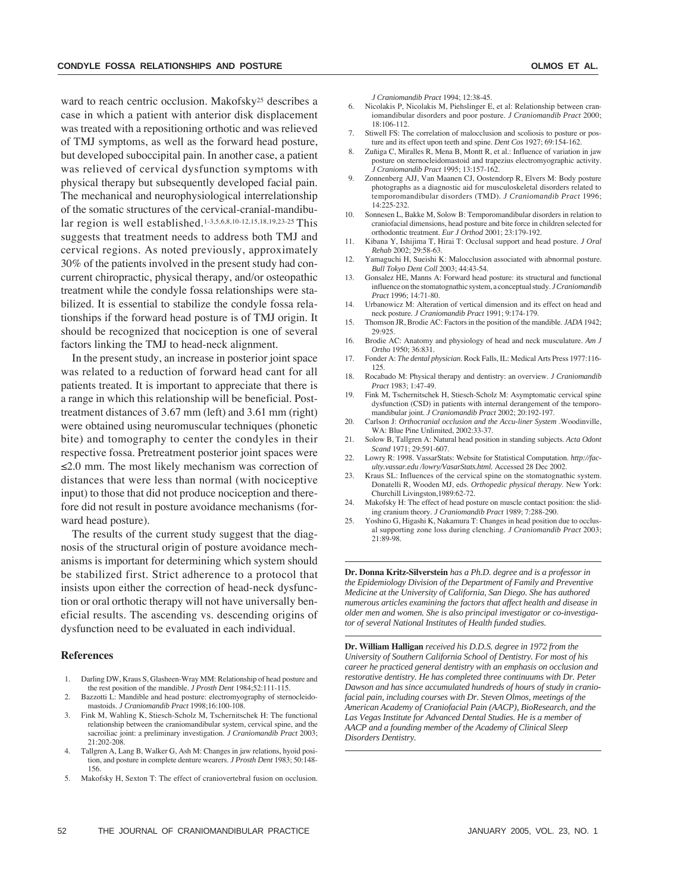ward to reach centric occlusion. Makofsky[25] describes a case in which a patient with anterior disk displacement was treated with a repositioning orthotic and was relieved of TMJ symptoms, as well as the forward head posture, but developed suboccipital pain. In another case, a patient was relieved of cervical dysfunction symptoms with physical therapy but subsequently developed facial pain. The mechanical and neurophysiological interrelationship of the somatic structures of the cervical-cranial-mandibular region is well established.[1-3,5,6,8,10-12,15,18,19,23-25] This suggests that treatment needs to address both TMJ and cervical regions. As noted previously, approximately 30% of the patients involved in the present study had concurrent chiropractic, physical therapy, and/or osteopathic treatment while the condyle fossa relationships were stabilized. It is essential to stabilize the condyle fossa relationships if the forward head posture is of TMJ origin. It should be recognized that nociception is one of several factors linking the TMJ to head-neck alignment.

In the present study, an increase in posterior joint space was related to a reduction of forward head cant for all patients treated. It is important to appreciate that there is a range in which this relationship will be beneficial. Post-treatment distances of 3.67 mm (left) and 3.61 mm (right) were obtained using neuromuscular techniques (phonetic bite) and tomography to center the condyles in their respective fossa. Pretreatment posterior joint spaces were ≤2.0 mm. The most likely mechanism was correction of distances that were less than normal (with nociceptive input) to those that did not produce nociception and therefore did not result in posture avoidance mechanisms (forward head posture).

The results of the current study suggest that the diagnosis of the structural origin of posture avoidance mechanisms is important for determining which system should be stabilized first. Strict adherence to a protocol that insists upon either the correction of head-neck dysfunction or oral orthotic therapy will not have universally beneficial results. The ascending vs. descending origins of dysfunction need to be evaluated in each individual.

## References

1. Darling DW, Kraus S, Glasheen-Wray MM: Relationship of head posture and the rest position of the mandible. *J Prosth Dent* 1984;52:111-115.
2. Bazzotti L: Mandible and head posture: electromyography of sternocleidomastoids. *J Craniomandib Pract* 1998;16:100-108.
3. Fink M, Wahling K, Stiesch-Scholz M, Tschernitschek H: The functional relationship between the craniomandibular system, cervical spine, and the sacroiliac joint: a preliminary investigation. *J Craniomandib Pract* 2003; 21:202-208.
4. Tallgren A, Lang B, Walker G, Ash M: Changes in jaw relations, hyoid position, and posture in complete denture wearers. *J Prosth Dent* 1983; 50:148-156.
5. Makofsky H, Sexton T: The effect of craniovertebral fusion on occlusion. *J Craniomandib Pract* 1994; 12:38-45.
6. Nicolakis P, Nicolakis M, Piehslinger E, et al: Relationship between craniomandibular disorders and poor posture. *J Craniomandib Pract* 2000; 18:106-112.
7. Stiwell FS: The correlation of malocclusion and scoliosis to posture or posture and its effect upon teeth and spine. *Dent Cos* 1927; 69:154-162.
8. Zuñiga C, Miralles R, Mena B, Montt R, et al.: Influence of variation in jaw posture on sternocleidomastoid and trapezius electromyographic activity. *J Craniomandib Pract* 1995; 13:157-162.
9. Zonnenberg AJJ, Van Maanen CJ, Oostendorp R, Elvers M: Body posture photographs as a diagnostic aid for musculoskeletal disorders related to temporomandibular disorders (TMD). *J Craniomandib Pract* 1996; 14:225-232.
10. Sonnesen L, Bakke M, Solow B: Temporomandibular disorders in relation to craniofacial dimensions, head posture and bite force in children selected for orthodontic treatment. *Eur J Orthod* 2001; 23:179-192.
11. Kibana Y, Ishijima T, Hirai T: Occlusal support and head posture. *J Oral Rehab* 2002; 29:58-63.
12. Yamaguchi H, Sueishi K: Malocclusion associated with abnormal posture. *Bull Tokyo Dent Coll* 2003; 44:43-54.
13. Gonsalez HE, Manns A: Forward head posture: its structural and functional influence on the stomatognathic system, a conceptual study. *J Craniomandib Pract* 1996; 14:71-80.
14. Urbanowicz M: Alteration of vertical dimension and its effect on head and neck posture. *J Craniomandib Pract* 1991; 9:174-179.
15. Thomson JR, Brodie AC: Factors in the position of the mandible. *JADA* 1942; 29:925.
16. Brodie AC: Anatomy and physiology of head and neck musculature. *Am J Ortho* 1950; 36:831.
17. Fonder A: *The dental physician*. Rock Falls, IL: Medical Arts Press 1977:116-125.
18. Rocabado M: Physical therapy and dentistry: an overview. *J Craniomandib Pract* 1983; 1:47-49.
19. Fink M, Tschernitschek H, Stiesch-Scholz M: Asymptomatic cervical spine dysfunction (CSD) in patients with internal derangement of the temporomandibular joint. *J Craniomandib Pract* 2002; 20:192-197.
20. Carlson J: *Orthocranial occlusion and the Accu-liner System* .Woodinville, WA: Blue Pine Unlimited, 2002:33-37.
21. Solow B, Tallgren A: Natural head position in standing subjects. *Acta Odont Scand* 1971; 29:591-607.
22. Lowry R: 1998. VassarStats: Website for Statistical Computation. *http://faculty.vassar.edu /lowry/VasarStats.html.* Accessed 28 Dec 2002.
23. Kraus SL: Influences of the cervical spine on the stomatognathic system. Donatelli R, Wooden MJ, eds. *Orthopedic physical therapy*. New York: Churchill Livingston,1989:62-72.
24. Makofsky H: The effect of head posture on muscle contact position: the sliding cranium theory. *J Craniomandib Pract* 1989; 7:288-290.
25. Yoshino G, Higashi K, Nakamura T: Changes in head position due to occlusal supporting zone loss during clenching. *J Craniomandib Pract* 2003; 21:89-98.

---

**Dr. Donna Kritz-Silverstein** *has a Ph.D. degree and is a professor in the Epidemiology Division of the Department of Family and Preventive Medicine at the University of California, San Diego. She has authored numerous articles examining the factors that affect health and disease in older men and women. She is also principal investigator or co-investigator of several National Institutes of Health funded studies.*

---

**Dr. William Halligan** *received his D.D.S. degree in 1972 from the University of Southern California School of Dentistry. For most of his career he practiced general dentistry with an emphasis on occlusion and restorative dentistry. He has completed three continuums with Dr. Peter Dawson and has since accumulated hundreds of hours of study in craniofacial pain, including courses with Dr. Steven Olmos, meetings of the American Academy of Craniofacial Pain (AACP), BioResearch, and the Las Vegas Institute for Advanced Dental Studies. He is a member of AACP and a founding member of the Academy of Clinical Sleep Disorders Dentistry.*